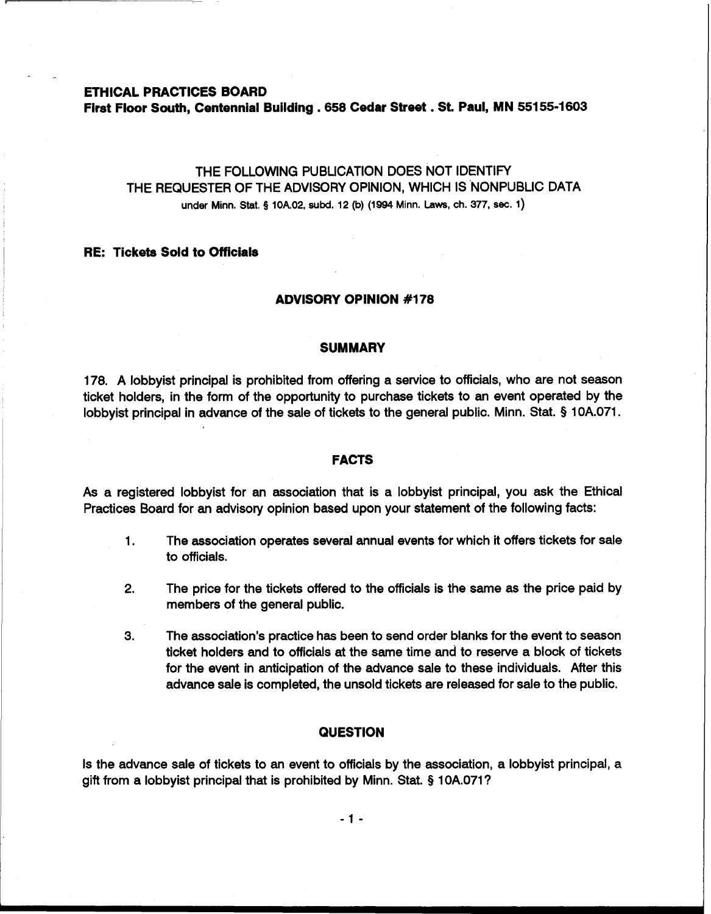**ETHICAL PRACTICES BOARD**
**First Floor South, Centennial Building . 658 Cedar Street . St. Paul, MN 55155-1603**

THE FOLLOWING PUBLICATION DOES NOT IDENTIFY
THE REQUESTER OF THE ADVISORY OPINION, WHICH IS NONPUBLIC DATA
under Minn. Stat. § 10A.02, subd. 12 (b) (1994 Minn. Laws, ch. 377, sec. 1)

**RE: Tickets Sold to Officials**

## ADVISORY OPINION #178

### SUMMARY

178. A lobbyist principal is prohibited from offering a service to officials, who are not season ticket holders, in the form of the opportunity to purchase tickets to an event operated by the lobbyist principal in advance of the sale of tickets to the general public. Minn. Stat. § 10A.071.

### FACTS

As a registered lobbyist for an association that is a lobbyist principal, you ask the Ethical Practices Board for an advisory opinion based upon your statement of the following facts:

1. The association operates several annual events for which it offers tickets for sale to officials.

2. The price for the tickets offered to the officials is the same as the price paid by members of the general public.

3. The association's practice has been to send order blanks for the event to season ticket holders and to officials at the same time and to reserve a block of tickets for the event in anticipation of the advance sale to these individuals. After this advance sale is completed, the unsold tickets are released for sale to the public.

### QUESTION

Is the advance sale of tickets to an event to officials by the association, a lobbyist principal, a gift from a lobbyist principal that is prohibited by Minn. Stat. § 10A.071?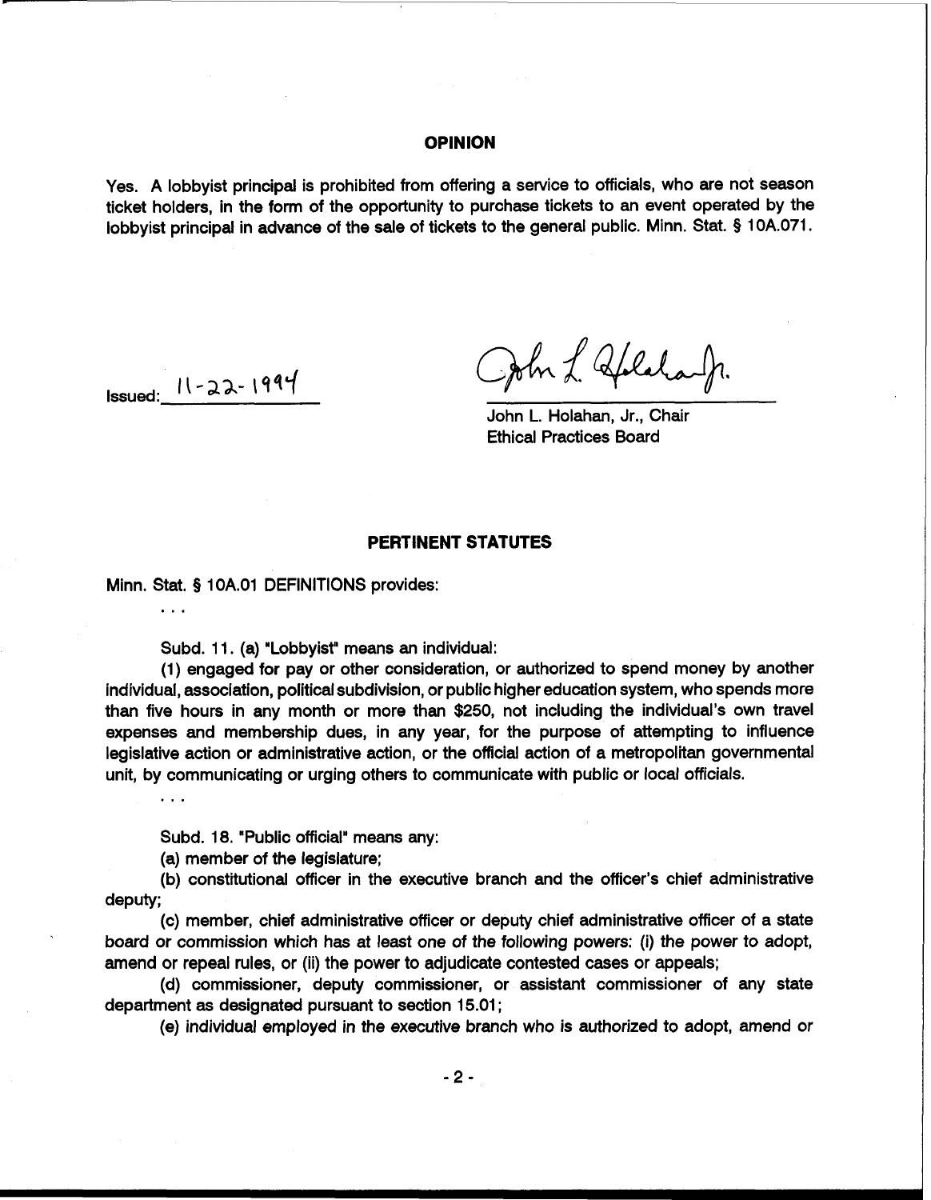## OPINION

Yes. A lobbyist principal is prohibited from offering a service to officials, who are not season ticket holders, in the form of the opportunity to purchase tickets to an event operated by the lobbyist principal in advance of the sale of tickets to the general public. Minn. Stat. § 10A.071.

Issued: 11-22-1994

John L. Holahan, Jr., Chair
Ethical Practices Board

## PERTINENT STATUTES

Minn. Stat. § 10A.01 DEFINITIONS provides:

. . .

Subd. 11. (a) "Lobbyist" means an individual:

(1) engaged for pay or other consideration, or authorized to spend money by another individual, association, political subdivision, or public higher education system, who spends more than five hours in any month or more than $250, not including the individual's own travel expenses and membership dues, in any year, for the purpose of attempting to influence legislative action or administrative action, or the official action of a metropolitan governmental unit, by communicating or urging others to communicate with public or local officials.

. . .

Subd. 18. "Public official" means any:

(a) member of the legislature;

(b) constitutional officer in the executive branch and the officer's chief administrative deputy;

(c) member, chief administrative officer or deputy chief administrative officer of a state board or commission which has at least one of the following powers: (i) the power to adopt, amend or repeal rules, or (ii) the power to adjudicate contested cases or appeals;

(d) commissioner, deputy commissioner, or assistant commissioner of any state department as designated pursuant to section 15.01;

(e) individual employed in the executive branch who is authorized to adopt, amend or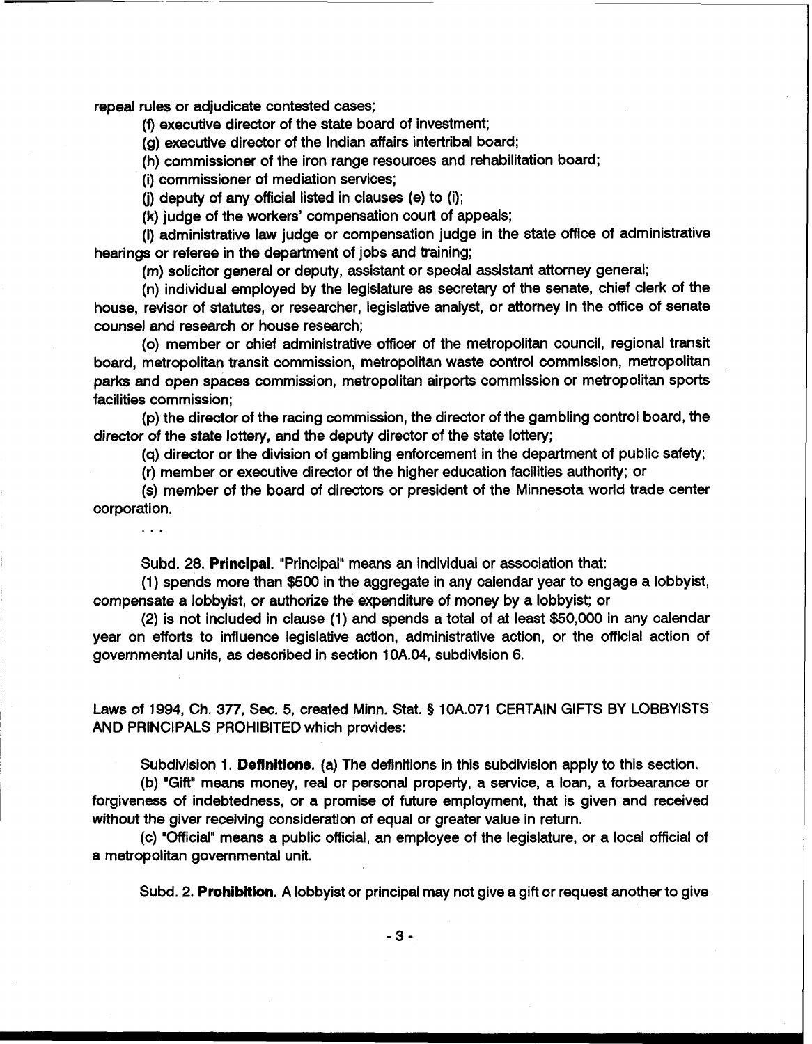repeal rules or adjudicate contested cases;

(f) executive director of the state board of investment;

(g) executive director of the Indian affairs intertribal board;

(h) commissioner of the iron range resources and rehabilitation board;

(i) commissioner of mediation services;

(j) deputy of any official listed in clauses (e) to (i);

(k) judge of the workers' compensation court of appeals;

(l) administrative law judge or compensation judge in the state office of administrative hearings or referee in the department of jobs and training;

(m) solicitor general or deputy, assistant or special assistant attorney general;

(n) individual employed by the legislature as secretary of the senate, chief clerk of the house, revisor of statutes, or researcher, legislative analyst, or attorney in the office of senate counsel and research or house research;

(o) member or chief administrative officer of the metropolitan council, regional transit board, metropolitan transit commission, metropolitan waste control commission, metropolitan parks and open spaces commission, metropolitan airports commission or metropolitan sports facilities commission;

(p) the director of the racing commission, the director of the gambling control board, the director of the state lottery, and the deputy director of the state lottery;

(q) director or the division of gambling enforcement in the department of public safety;

(r) member or executive director of the higher education facilities authority; or

(s) member of the board of directors or president of the Minnesota world trade center corporation.

. . .

Subd. 28. **Principal.** "Principal" means an individual or association that:

(1) spends more than $500 in the aggregate in any calendar year to engage a lobbyist, compensate a lobbyist, or authorize the expenditure of money by a lobbyist; or

(2) is not included in clause (1) and spends a total of at least $50,000 in any calendar year on efforts to influence legislative action, administrative action, or the official action of governmental units, as described in section 10A.04, subdivision 6.

Laws of 1994, Ch. 377, Sec. 5, created Minn. Stat. § 10A.071 CERTAIN GIFTS BY LOBBYISTS AND PRINCIPALS PROHIBITED which provides:

Subdivision 1. **Definitions.** (a) The definitions in this subdivision apply to this section.

(b) "Gift" means money, real or personal property, a service, a loan, a forbearance or forgiveness of indebtedness, or a promise of future employment, that is given and received without the giver receiving consideration of equal or greater value in return.

(c) "Official" means a public official, an employee of the legislature, or a local official of a metropolitan governmental unit.

Subd. 2. **Prohibition.** A lobbyist or principal may not give a gift or request another to give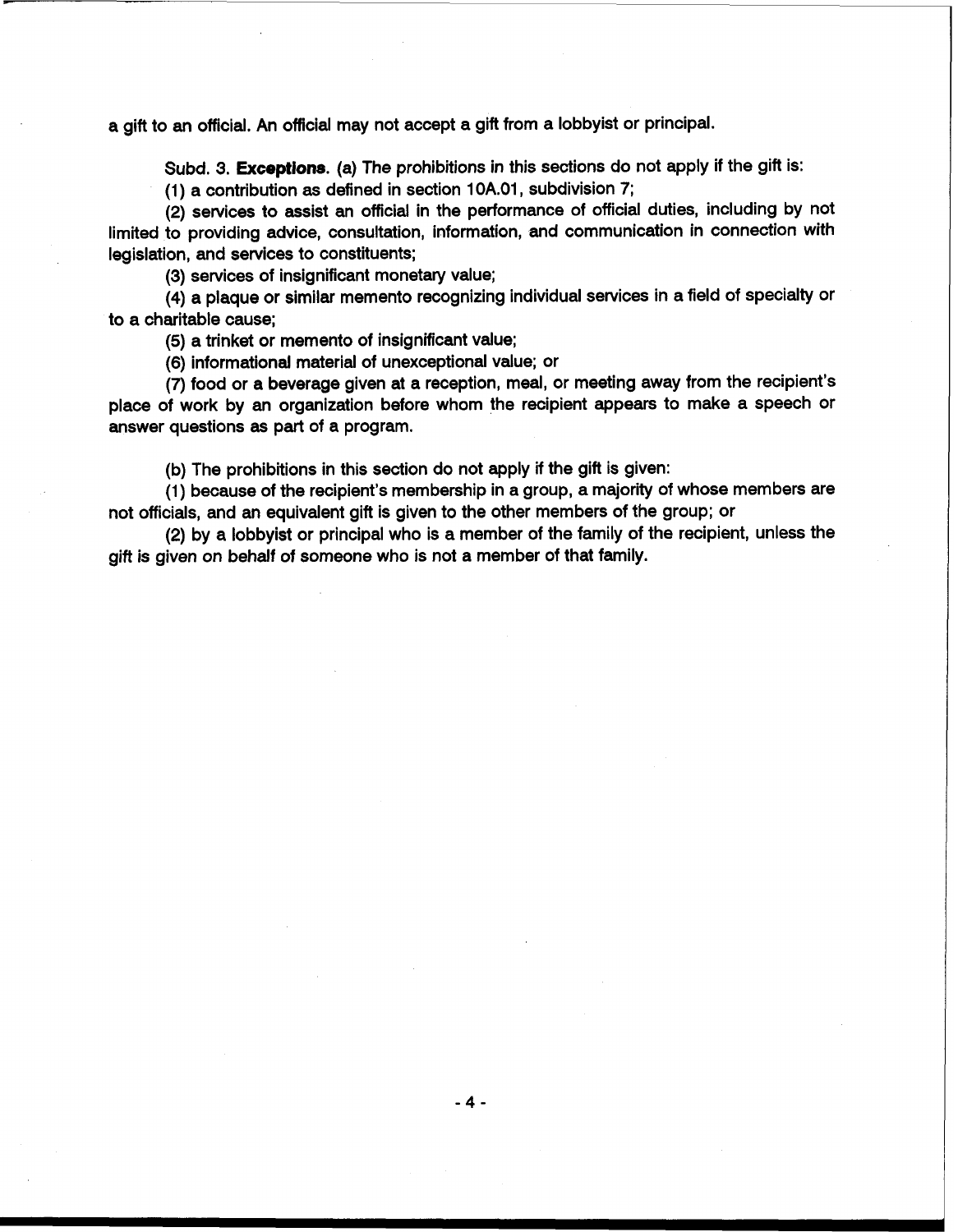a gift to an official. An official may not accept a gift from a lobbyist or principal.

Subd. 3. **Exceptions.** (a) The prohibitions in this sections do not apply if the gift is:

(1) a contribution as defined in section 10A.01, subdivision 7;

(2) services to assist an official in the performance of official duties, including by not limited to providing advice, consultation, information, and communication in connection with legislation, and services to constituents;

(3) services of insignificant monetary value;

(4) a plaque or similar memento recognizing individual services in a field of specialty or to a charitable cause;

(5) a trinket or memento of insignificant value;

(6) informational material of unexceptional value; or

(7) food or a beverage given at a reception, meal, or meeting away from the recipient's place of work by an organization before whom the recipient appears to make a speech or answer questions as part of a program.

(b) The prohibitions in this section do not apply if the gift is given:

(1) because of the recipient's membership in a group, a majority of whose members are not officials, and an equivalent gift is given to the other members of the group; or

(2) by a lobbyist or principal who is a member of the family of the recipient, unless the gift is given on behalf of someone who is not a member of that family.